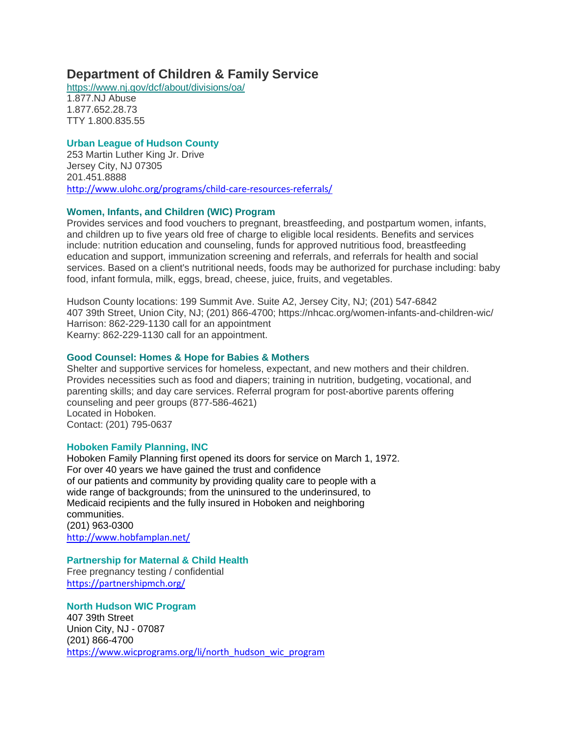## Department of Children & Family Service

https://www.nj.gov/dcf/about/divisions/oa/
1.877.NJ Abuse
1.877.652.28.73
TTY 1.800.835.55

### Urban League of Hudson County

253 Martin Luther King Jr. Drive
Jersey City, NJ 07305
201.451.8888
http://www.ulohc.org/programs/child-care-resources-referrals/

### Women, Infants, and Children (WIC) Program

Provides services and food vouchers to pregnant, breastfeeding, and postpartum women, infants, and children up to five years old free of charge to eligible local residents. Benefits and services include: nutrition education and counseling, funds for approved nutritious food, breastfeeding education and support, immunization screening and referrals, and referrals for health and social services. Based on a client's nutritional needs, foods may be authorized for purchase including: baby food, infant formula, milk, eggs, bread, cheese, juice, fruits, and vegetables.

Hudson County locations: 199 Summit Ave. Suite A2, Jersey City, NJ; (201) 547-6842
407 39th Street, Union City, NJ; (201) 866-4700; https://nhcac.org/women-infants-and-children-wic/
Harrison: 862-229-1130 call for an appointment
Kearny: 862-229-1130 call for an appointment.

### Good Counsel: Homes & Hope for Babies & Mothers

Shelter and supportive services for homeless, expectant, and new mothers and their children. Provides necessities such as food and diapers; training in nutrition, budgeting, vocational, and parenting skills; and day care services. Referral program for post-abortive parents offering counseling and peer groups (877-586-4621)
Located in Hoboken.
Contact: (201) 795-0637

### Hoboken Family Planning, INC

Hoboken Family Planning first opened its doors for service on March 1, 1972.
For over 40 years we have gained the trust and confidence
of our patients and community by providing quality care to people with a
wide range of backgrounds; from the uninsured to the underinsured, to
Medicaid recipients and the fully insured in Hoboken and neighboring
communities.
(201) 963-0300
http://www.hobfamplan.net/

### Partnership for Maternal & Child Health

Free pregnancy testing / confidential
https://partnershipmch.org/

### North Hudson WIC Program

407 39th Street
Union City, NJ - 07087
(201) 866-4700
https://www.wicprograms.org/li/north_hudson_wic_program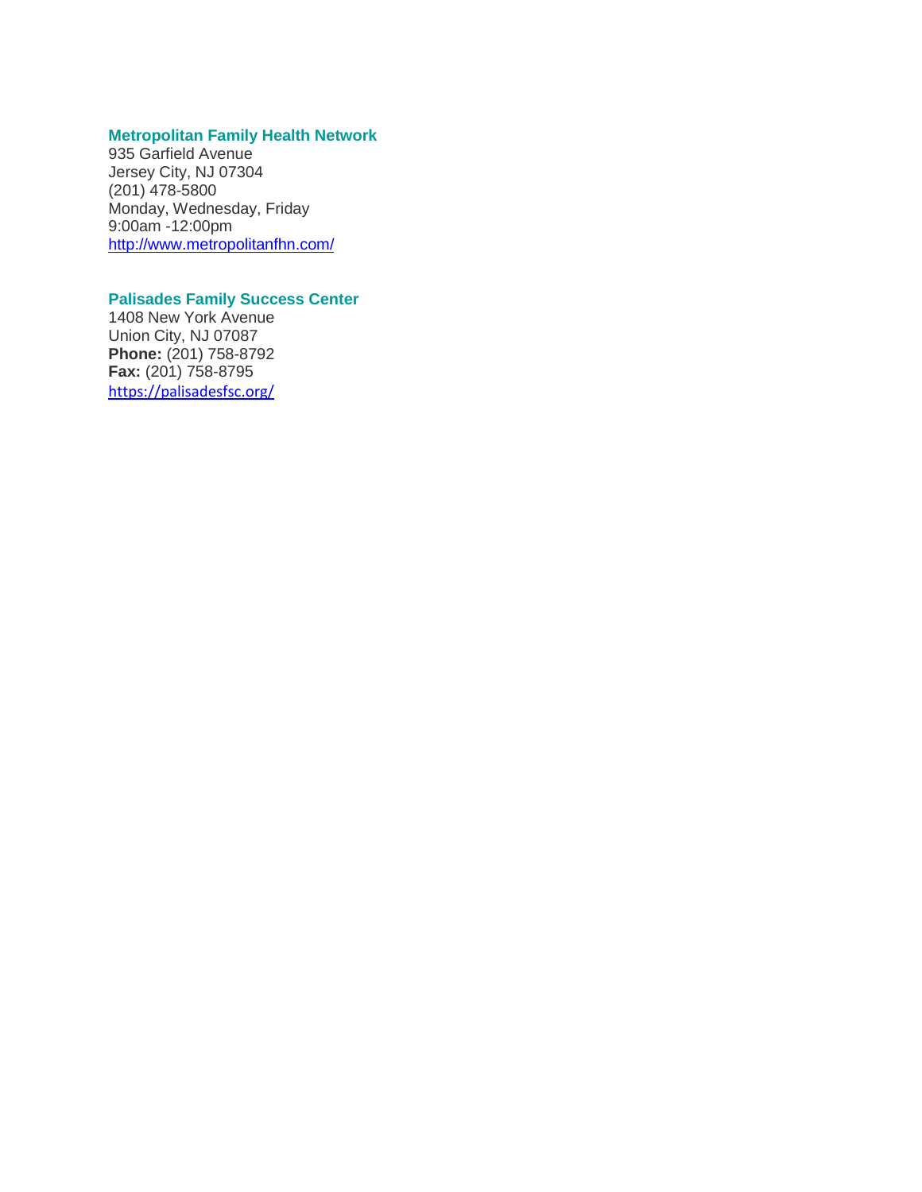**Metropolitan Family Health Network**
935 Garfield Avenue
Jersey City, NJ 07304
(201) 478-5800
Monday, Wednesday, Friday
9:00am -12:00pm
http://www.metropolitanfhn.com/

**Palisades Family Success Center**
1408 New York Avenue
Union City, NJ 07087
**Phone:** (201) 758-8792
**Fax:** (201) 758-8795
https://palisadesfsc.org/